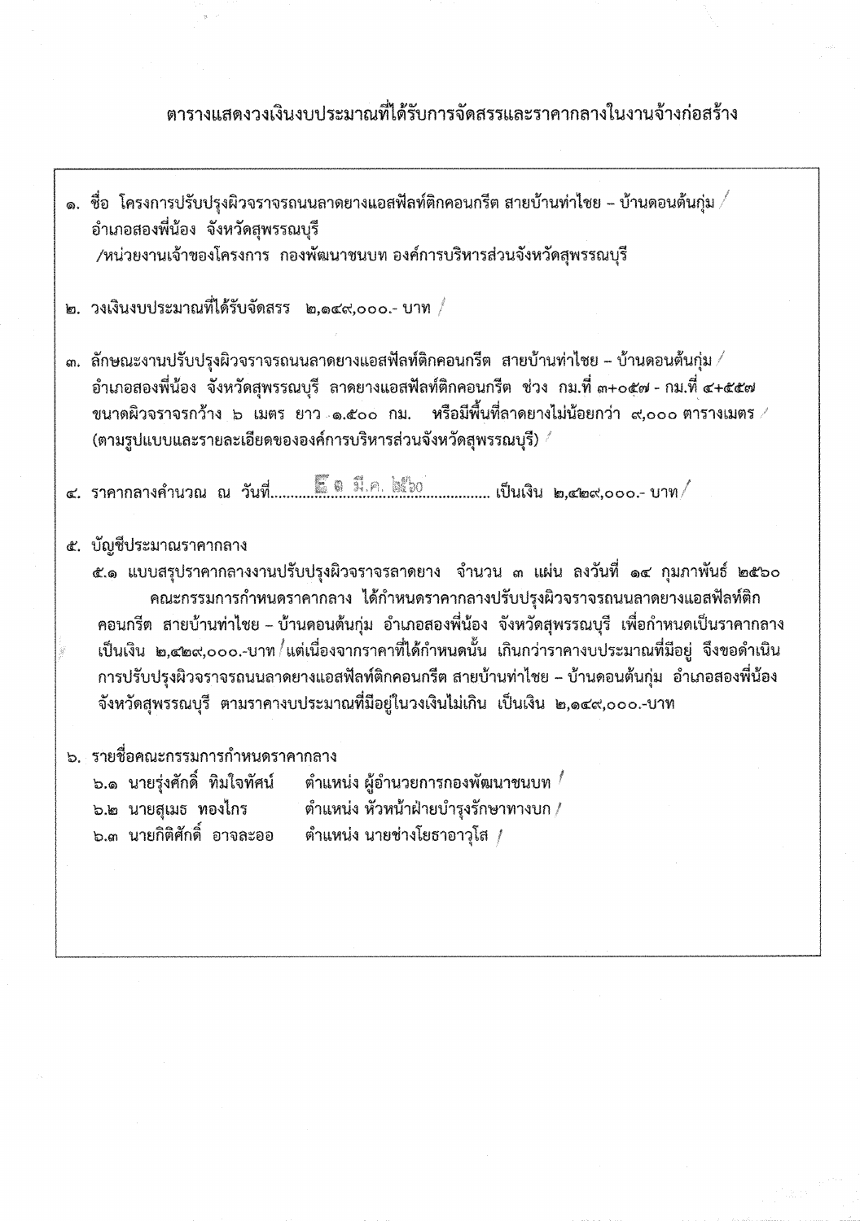# ตารางแสดงวงเงินงบประมาณที่ได้รับการจัดสรรและราคากลางในงานจ้างก่อสร้าง

๑. ชื่อ โครงการปรับปรุงผิวจราจรถนนลาดยางแอสฟัลท์ติกคอนกรีต สายบ้านท่าไชย – บ้านดอนต้นกุ่ม / อำเภอสองพี่น้อง จังหวัดสุพรรณบุรี
/หน่วยงานเจ้าของโครงการ กองพัฒนาชนบท องค์การบริหารส่วนจังหวัดสุพรรณบุรี

๒. วงเงินงบประมาณที่ได้รับจัดสรร ๒,๑๔๙,๐๐๐.- บาท /

๓. ลักษณะงานปรับปรุงผิวจราจรถนนลาดยางแอสฟัลท์ติกคอนกรีต สายบ้านท่าไชย – บ้านดอนต้นกุ่ม / อำเภอสองพี่น้อง จังหวัดสุพรรณบุรี ลาดยางแอสฟัลท์ติกคอนกรีต ช่วง กม.ที่ ๓+๐๕๗ - กม.ที่ ๔+๕๕๗ ขนาดผิวจราจรกว้าง ๖ เมตร ยาว ๑.๕๐๐ กม. หรือมีพื้นที่ลาดยางไม่น้อยกว่า ๙,๐๐๐ ตารางเมตร / (ตามรูปแบบและรายละเอียดขององค์การบริหารส่วนจังหวัดสุพรรณบุรี) /

๔. ราคากลางคำนวณ ณ วันที่........๖ มี.ค. ๒๕๖๐........ เป็นเงิน ๒,๔๒๙,๐๐๐.- บาท/

๕. บัญชีประมาณราคากลาง

๕.๑ แบบสรุปราคากลางงานปรับปรุงผิวจราจรลาดยาง จำนวน ๓ แผ่น ลงวันที่ ๑๔ กุมภาพันธ์ ๒๕๖๐
คณะกรรมการกำหนดราคากลาง ได้กำหนดราคากลางปรับปรุงผิวจราจรถนนลาดยางแอสฟัลท์ติกคอนกรีต สายบ้านท่าไชย – บ้านดอนต้นกุ่ม อำเภอสองพี่น้อง จังหวัดสุพรรณบุรี เพื่อกำหนดเป็นราคากลาง เป็นเงิน ๒,๔๒๙,๐๐๐.-บาท/แต่เนื่องจากราคาที่ได้กำหนดนั้น เกินกว่าราคางบประมาณที่มีอยู่ จึงขอดำเนินการปรับปรุงผิวจราจรถนนลาดยางแอสฟัลท์ติกคอนกรีต สายบ้านท่าไชย – บ้านดอนต้นกุ่ม อำเภอสองพี่น้อง จังหวัดสุพรรณบุรี ตามราคางบประมาณที่มีอยู่ในวงเงินไม่เกิน เป็นเงิน ๒,๑๔๙,๐๐๐.-บาท

๖. รายชื่อคณะกรรมการกำหนดราคากลาง

๖.๑ นายรุ่งศักดิ์ ทิมใจทัศน์ ตำแหน่ง ผู้อำนวยการกองพัฒนาชนบท /
๖.๒ นายสุเมธ ทองไกร ตำแหน่ง หัวหน้าฝ่ายบำรุงรักษาทางบก /
๖.๓ นายกิติศักดิ์ อาจละออ ตำแหน่ง นายช่างโยธาอาวุโส /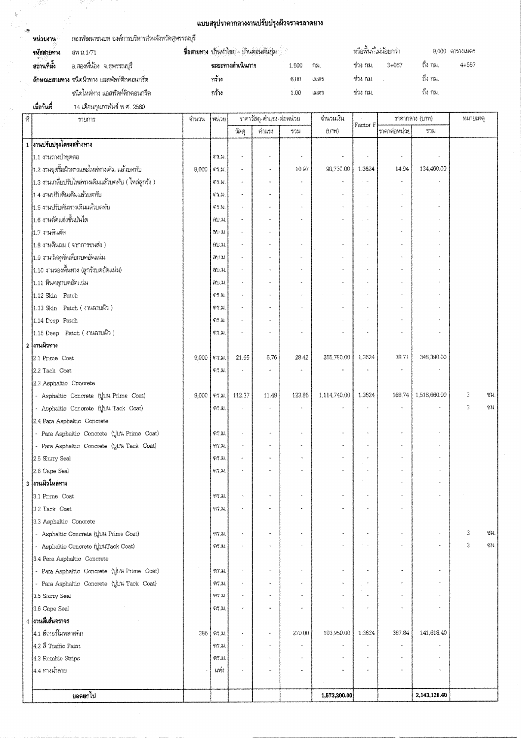# แบบสรุปราคากลางงานปรับปรุงผิวจราจรลาดยาง

**หน่วยงาน** กองพัฒนาชนบท องค์การบริหารส่วนจังหวัดสุพรรณบุรี

**รหัสสายทาง** สพ.ถ.1/71 **ชื่อสายทาง** บ้านท่าไชย - บ้านดอนต้นกุ่ม หรือพื้นที่ไม่น้อยกว่า 9,000 ตารางเมตร

**สถานที่ตั้ง** อ.สองพี่น้อง จ.สุพรรณบุรี **ระยะทางดำเนินการ** 1.500 กม. ช่วง กม. 3+057 ถึง กม. 4+557

**ลักษณะสายทาง** ชนิดผิวทาง แอสฟัลท์ติกคอนกรีต **กว้าง** 6.00 เมตร ช่วง กม. ถึง กม.

ชนิดไหล่ทาง แอสฟัลท์ติกคอนกรีต **กว้าง** 1.00 เมตร ช่วง กม. ถึง กม.

**เมื่อวันที่** 14 เดือนกุมภาพันธ์ พ.ศ. 2560

| ที่ | รายการ | จำนวน | หน่วย | ราคาวัสดุ-ค่าแรง-ต่อหน่วย | | | จำนวนเงิน | Factor F | ราคากลาง (บาท) | | หมายเหตุ | |
|---|---|---|---|---|---|---|---|---|---|---|---|---|
| | | | | วัสดุ | ค่าแรง | รวม | (บาท) | | ราคาต่อหน่วย | รวม | | |
| 1 | **งานปรับปรุงโครงสร้างทาง** | | | | | | | | | | | |
| | 1.1 งานถางป่าขุดตอ | | ตร.ม. | - | - | - | - | - | - | - | | |
| | 1.2 งานขุดรื้อผิวทางและไหล่ทางเดิม แล้วบดทับ | 9,000 | ตร.ม. | - | - | 10.97 | 98,730.00 | 1.3624 | 14.94 | 134,460.00 | | |
| | 1.3 งานเกลี่ยปรับไหล่ทางเดิมแล้วบดทับ ( ไหล่ลูกรัง ) | | ตร.ม. | - | - | - | - | - | - | - | | |
| | 1.4 งานปรับดินเดิมแล้วบดทับ | | ตร.ม. | - | - | - | - | - | - | - | | |
| | 1.5 งานปรับคันทางเดิมแล้วบดทับ | | ตร.ม. | - | - | - | - | - | - | - | | |
| | 1.6 งานตัดแต่งขั้นบันได | | ลบ.ม. | - | - | - | - | - | - | - | | |
| | 1.7 งานดินตัด | | ลบ.ม. | - | - | - | - | - | - | - | | |
| | 1.8 งานดินถม ( จากการขนส่ง ) | | ลบ.ม. | - | - | - | - | - | - | - | | |
| | 1.9 งานวัสดุคัดเลือกบดอัดแน่น | | ลบ.ม. | - | - | - | - | - | - | - | | |
| | 1.10 งานรองพื้นทาง (ลูกรังบดอัดแน่น) | | ลบ.ม. | - | - | - | - | - | - | - | | |
| | 1.11 หินคลุกบดอัดแน่น | | ลบ.ม. | - | - | - | - | - | - | - | | |
| | 1.12 Skin Patch | | ตร.ม. | - | - | - | - | - | - | - | | |
| | 1.13 Skin Patch ( งานฉาบผิว ) | | ตร.ม. | - | - | - | - | - | - | - | | |
| | 1.14 Deep Patch | | ตร.ม. | - | - | - | - | - | - | - | | |
| | 1.15 Deep Patch ( งานฉาบผิว ) | | ตร.ม. | - | - | - | - | - | - | - | | |
| 2 | **งานผิวทาง** | | | | | | | | | | | |
| | 2.1 Prime Coat | 9,000 | ตร.ม. | 21.66 | 6.76 | 28.42 | 255,780.00 | 1.3624 | 38.71 | 348,390.00 | | |
| | 2.2 Tack Coat | | ตร.ม. | - | - | - | - | - | - | - | | |
| | 2.3 Asphaltic Concrete | | | | | | | | | | | |
| | - Asphaltic Concrete (ปูบน Prime Coat) | 9,000 | ตร.ม. | 112.37 | 11.49 | 123.86 | 1,114,740.00 | 1.3624 | 168.74 | 1,518,660.00 | 3 | ซม. |
| | - Asphaltic Concrete (ปูบน Tack Coat) | | ตร.ม. | - | - | - | - | - | - | - | 3 | ซม. |
| | 2.4 Para Asphaltic Concrete | | | | | | | | | | | |
| | - Para Asphaltic Concrete (ปูบน Prime Coat) | | ตร.ม. | - | - | - | - | - | - | - | | |
| | - Para Asphaltic Concrete (ปูบน Tack Coat) | | ตร.ม. | - | - | - | - | - | - | - | | |
| | 2.5 Slurry Seal | | ตร.ม. | - | - | - | - | - | - | - | | |
| | 2.6 Cape Seal | | ตร.ม. | - | - | - | - | - | - | - | | |
| 3 | **งานผิวไหล่ทาง** | | | | | | | | - | - | | |
| | 3.1 Prime Coat | | ตร.ม. | - | - | - | - | - | - | - | | |
| | 3.2 Tack Coat | | ตร.ม. | - | - | - | - | - | - | - | | |
| | 3.3 Asphaltic Concrete | | | | | | | | | | | |
| | - Asphaltic Concrete (ปูบน Prime Coat) | | ตร.ม. | - | - | - | - | - | - | - | 3 | ซม. |
| | - Asphaltic Concrete (ปูบนTack Coat) | | ตร.ม. | - | - | - | - | - | - | - | 3 | ซม. |
| | 3.4 Para Asphaltic Concrete | | | | | | | | | | | |
| | - Para Asphaltic Concrete (ปูบน Prime Coat) | | ตร.ม. | - | - | - | - | - | - | - | | |
| | - Para Asphaltic Concrete (ปูบน Tack Coat) | | ตร.ม. | - | - | - | - | - | - | - | | |
| | 3.5 Slurry Seal | | ตร.ม. | - | - | - | - | - | - | - | | |
| | 3.6 Cape Seal | | ตร.ม. | - | - | - | - | - | - | - | | |
| 4 | **งานตีเส้นจราจร** | | | | | | | | | | | |
| | 4.1 สีเทอร์โมพลาสติก | 385 | ตร.ม. | - | - | 270.00 | 103,950.00 | 1.3624 | 367.84 | 141,618.40 | | |
| | 4.2 สี Traffic Paint | | ตร.ม. | - | - | - | - | - | - | - | | |
| | 4.3 Rumble Strips | | ตร.ม. | - | - | - | - | - | - | - | | |
| | 4.4 ทางม้าลาย | - | แห่ง | - | - | - | - | - | - | - | | |
| | **ยอดยกไป** | | | | | | **1,573,200.00** | | | **2,143,128.40** | | |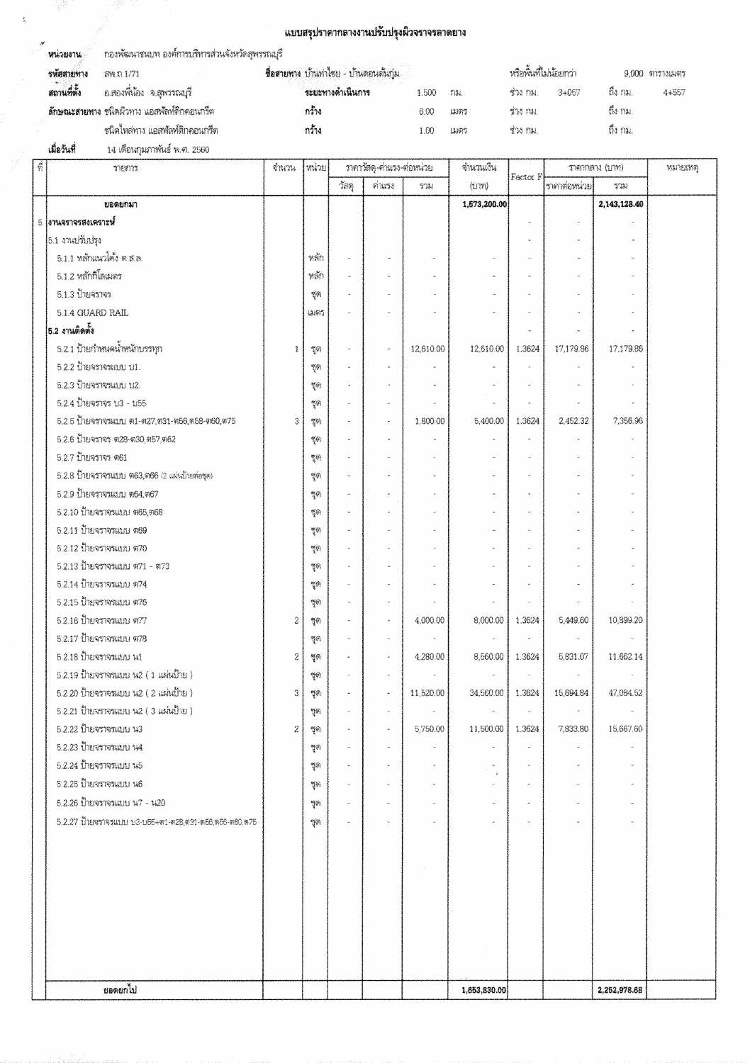## แบบสรุปราคากลางงานปรับปรุงผิวจราจรลาดยาง

**หน่วยงาน** กองพัฒนาชนบท องค์การบริหารส่วนจังหวัดสุพรรณบุรี

**รหัสสายทาง** สพ.ถ.1/71 **ชื่อสายทาง** บ้านท่าไชย - บ้านดอนต้นกุ่ม หรือพื้นที่ไม่น้อยกว่า 9,000 ตารางเมตร

**สถานที่ตั้ง** อ.สองพี่น้อง จ.สุพรรณบุรี **ระยะทางดำเนินการ** 1.500 กม. ช่วง กม. 3+057 ถึง กม. 4+557

**ลักษณะสายทาง** ชนิดผิวทาง แอสฟัลท์ติกคอนกรีต **กว้าง** 6.00 เมตร ช่วง กม. ถึง กม.

ชนิดไหล่ทาง แอสฟัลท์ติกคอนกรีต **กว้าง** 1.00 เมตร ช่วง กม. ถึง กม.

**เมื่อวันที่** 14 เดือนกุมภาพันธ์ พ.ศ. 2560

| ที่ | รายการ | จำนวน | หน่วย | ราคาวัสดุ-ค่าแรง-ต่อหน่วย | | | จำนวนเงิน | Factor F | ราคากลาง (บาท) | | หมายเหตุ |
|---|---|---|---|---|---|---|---|---|---|---|---|
| | | | | วัสดุ | ค่าแรง | รวม | (บาท) | | ราคาต่อหน่วย | รวม | |
| | **ยอดยกมา** | | | | | | **1,573,200.00** | | | **2,143,128.40** | |
| 5 | **งานจราจรสงเคราะห์** | | | | | | | - | - | - | |
| | 5.1 งานปรับปรุง | | | | | | | - | - | - | |
| | 5.1.1 หลักแนวโค้ง ค.ส.ล. | | หลัก | - | - | - | - | - | - | - | |
| | 5.1.2 หลักกิโลเมตร | | หลัก | - | - | - | - | - | - | - | |
| | 5.1.3 ป้ายจราจร | | ชุด | - | - | - | - | - | - | - | |
| | 5.1.4 GUARD RAIL | | เมตร | - | - | - | - | - | - | - | |
| | **5.2 งานติดตั้ง** | | | | | | | - | - | - | |
| | 5.2.1 ป้ายกำหนดน้ำหนักบรรทุก | 1 | ชุด | - | - | 12,610.00 | 12,610.00 | 1.3624 | 17,179.86 | 17,179.86 | |
| | 5.2.2 ป้ายจราจรแบบ บ1. | | ชุด | - | - | - | - | - | - | - | |
| | 5.2.3 ป้ายจราจรแบบ บ2. | | ชุด | - | - | - | - | - | - | - | |
| | 5.2.4 ป้ายจราจร บ3 - บ55 | | ชุด | - | - | - | - | - | - | - | |
| | 5.2.5 ป้ายจราจรแบบ ต1-ต27,ต31-ต56,ต58-ต60,ต75 | 3 | ชุด | - | - | 1,800.00 | 5,400.00 | 1.3624 | 2,452.32 | 7,356.96 | |
| | 5.2.6 ป้ายจราจร ต28-ต30,ต57,ต62 | | ชุด | - | - | - | - | - | - | - | |
| | 5.2.7 ป้ายจราจร ต61 | | ชุด | - | - | - | - | - | - | - | |
| | 5.2.8 ป้ายจราจรแบบ ต63,ต66 (2 แผ่นป้ายต่อชุด) | | ชุด | - | - | - | - | - | - | - | |
| | 5.2.9 ป้ายจราจรแบบ ต64,ต67 | | ชุด | - | - | - | - | - | - | - | |
| | 5.2.10 ป้ายจราจรแบบ ต65,ต68 | | ชุด | - | - | - | - | - | - | - | |
| | 5.2.11 ป้ายจราจรแบบ ต69 | | ชุด | - | - | - | - | - | - | - | |
| | 5.2.12 ป้ายจราจรแบบ ต70 | | ชุด | - | - | - | - | - | - | - | |
| | 5.2.13 ป้ายจราจรแบบ ต71 - ต73 | | ชุด | - | - | - | - | - | - | - | |
| | 5.2.14 ป้ายจราจรแบบ ต74 | | ชุด | - | - | - | - | - | - | - | |
| | 5.2.15 ป้ายจราจรแบบ ต76 | | ชุด | - | - | - | - | - | - | - | |
| | 5.2.16 ป้ายจราจรแบบ ต77 | 2 | ชุด | - | - | 4,000.00 | 8,000.00 | 1.3624 | 5,449.60 | 10,899.20 | |
| | 5.2.17 ป้ายจราจรแบบ ต78 | | ชุด | - | - | - | - | - | - | - | |
| | 5.2.18 ป้ายจราจรแบบ น1 | 2 | ชุด | - | - | 4,280.00 | 8,560.00 | 1.3624 | 5,831.07 | 11,662.14 | |
| | 5.2.19 ป้ายจราจรแบบ น2 ( 1 แผ่นป้าย ) | | ชุด | - | - | - | - | - | - | - | |
| | 5.2.20 ป้ายจราจรแบบ น2 ( 2 แผ่นป้าย ) | 3 | ชุด | - | - | 11,520.00 | 34,560.00 | 1.3624 | 15,694.84 | 47,084.52 | |
| | 5.2.21 ป้ายจราจรแบบ น2 ( 3 แผ่นป้าย ) | | ชุด | - | - | - | - | - | - | - | |
| | 5.2.22 ป้ายจราจรแบบ น3 | 2 | ชุด | - | - | 5,750.00 | 11,500.00 | 1.3624 | 7,833.80 | 15,667.60 | |
| | 5.2.23 ป้ายจราจรแบบ น4 | | ชุด | - | - | - | - | - | - | - | |
| | 5.2.24 ป้ายจราจรแบบ น5 | | ชุด | - | - | - | - | - | - | - | |
| | 5.2.25 ป้ายจราจรแบบ น6 | | ชุด | - | - | - | - | - | - | - | |
| | 5.2.26 ป้ายจราจรแบบ น7 - น20 | | ชุด | - | - | - | - | - | - | - | |
| | 5.2.27 ป้ายจราจรแบบ บ3-บ55+ต1-ต28,ต31-ต56,ต56-ต60,ต75 | | ชุด | - | - | - | - | - | - | - | |
| | **ยอดยกไป** | | | | | | **1,653,830.00** | | | **2,252,978.68** | |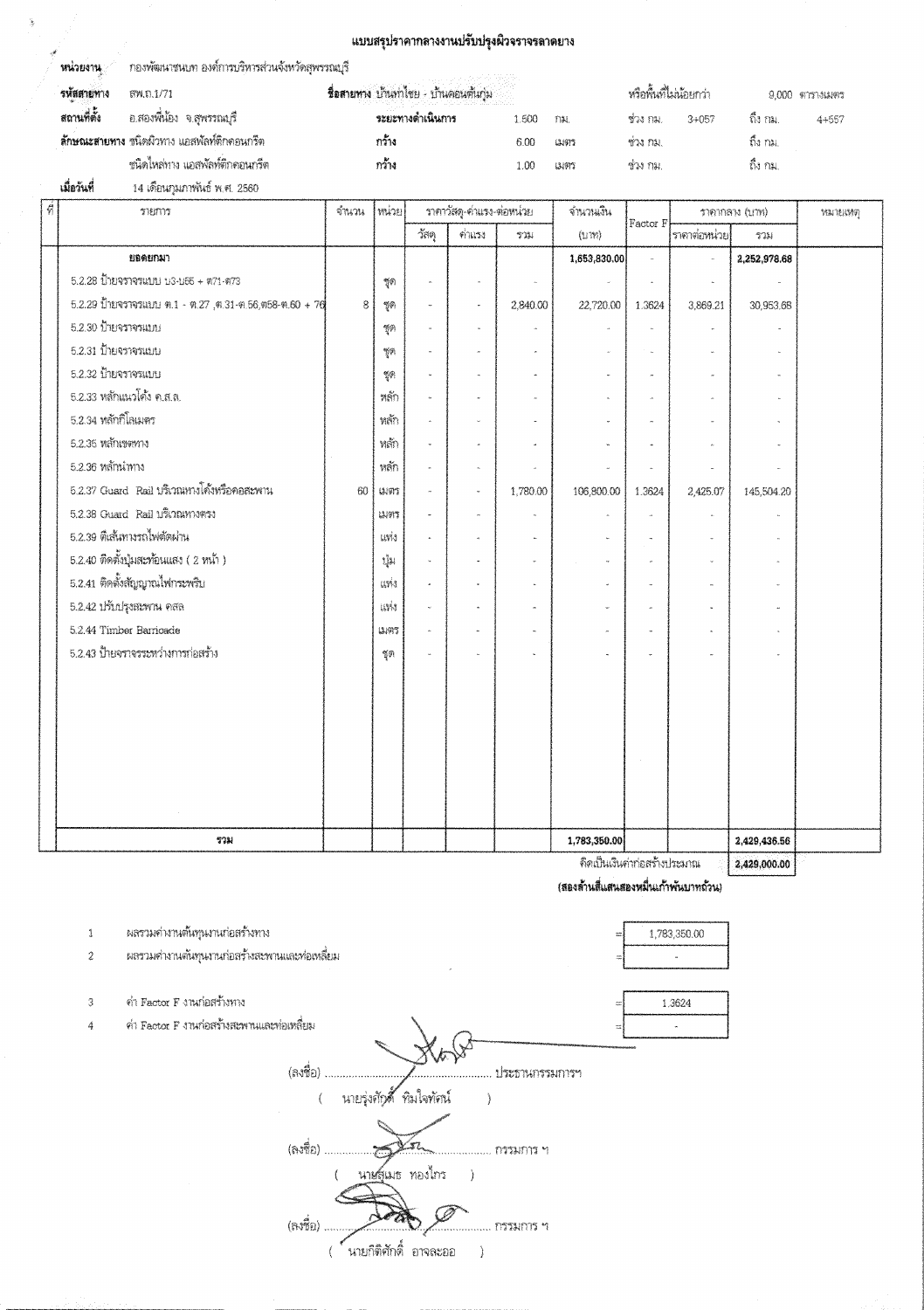# แบบสรุปราคากลางงานปรับปรุงผิวจราจรลาดยาง

**หน่วยงาน** กองพัฒนาชนบท องค์การบริหารส่วนจังหวัดสุพรรณบุรี

**รหัสสายทาง** สพ.ถ.1/71 **ชื่อสายทาง** บ้านท่าไชย - บ้านดอนต้นกุ่ม หรือพื้นที่ไม่น้อยกว่า 9,000 ตารางเมตร

**สถานที่ตั้ง** อ.สองพี่น้อง จ.สุพรรณบุรี **ระยะทางดำเนินการ** 1.500 กม. ช่วง กม. 3+057 ถึง กม. 4+557

**ลักษณะสายทาง** ชนิดผิวทาง แอสฟัลท์ติกคอนกรีต **กว้าง** 6.00 เมตร ช่วง กม. ถึง กม.

ชนิดไหล่ทาง แอสฟัลท์ติกคอนกรีต **กว้าง** 1.00 เมตร ช่วง กม. ถึง กม.

**เมื่อวันที่** 14 เดือนกุมภาพันธ์ พ.ศ. 2560

| ที่ | รายการ | จำนวน | หน่วย | ราคาวัสดุ-ค่าแรง-ต่อหน่วย | | | จำนวนเงิน | Factor F | ราคากลาง (บาท) | | หมายเหตุ |
|---|---|---|---|---|---|---|---|---|---|---|---|
| | | | | วัสดุ | ค่าแรง | รวม | (บาท) | | ราคาต่อหน่วย | รวม | |
| | **ยอดยกมา** | | | | | | **1,653,830.00** | - | - | **2,252,978.68** | |
| | 5.2.28 ป้ายจราจรแบบ บ3-บ55 + ต71-ต73 | | ชุด | - | - | - | - | - | - | - | |
| | 5.2.29 ป้ายจราจรแบบ ต.1 - ต.27 ,ต.31-ต.56,ต58-ต.60 + 76 | 8 | ชุด | - | - | 2,840.00 | 22,720.00 | 1.3624 | 3,869.21 | 30,953.68 | |
| | 5.2.30 ป้ายจราจรแบบ | | ชุด | - | - | - | - | - | - | - | |
| | 5.2.31 ป้ายจราจรแบบ | | ชุด | - | - | - | - | - | - | - | |
| | 5.2.32 ป้ายจราจรแบบ | | ชุด | - | - | - | - | - | - | - | |
| | 5.2.33 หลักแนวโค้ง ค.ส.ล. | | หลัก | - | - | - | - | - | - | - | |
| | 5.2.34 หลักกิโลเมตร | | หลัก | - | - | - | - | - | - | - | |
| | 5.2.35 หลักเขตทาง | | หลัก | - | - | - | - | - | - | - | |
| | 5.2.36 หลักนำทาง | | หลัก | - | - | - | - | - | - | - | |
| | 5.2.37 Guard Rail บริเวณทางโค้งหรือคอสะพาน | 60 | เมตร | - | - | 1,780.00 | 106,800.00 | 1.3624 | 2,425.07 | 145,504.20 | |
| | 5.2.38 Guard Rail บริเวณทางตรง | | เมตร | - | - | - | - | - | - | - | |
| | 5.2.39 ตีเส้นทางรถไฟตัดผ่าน | | แห่ง | - | - | - | - | - | - | - | |
| | 5.2.40 ติดตั้งปุ่มสะท้อนแสง ( 2 หน้า ) | | ปุ่ม | - | - | - | - | - | - | - | |
| | 5.2.41 ติดตั้งสัญญาณไฟกระพริบ | | แห่ง | - | - | - | - | - | - | - | |
| | 5.2.42 ปรับปรุงสะพาน คสล | | แห่ง | - | - | - | - | - | - | - | |
| | 5.2.44 Timber Barricade | | เมตร | - | - | - | - | - | - | - | |
| | 5.2.43 ป้ายจราจรระหว่างการก่อสร้าง | | ชุด | - | - | - | - | - | - | - | |
| | **รวม** | | | | | | **1,783,350.00** | | | **2,429,436.56** | |

คิดเป็นเงินค่าก่อสร้างประมาณ **2,429,000.00**

**(สองล้านสี่แสนสองหมื่นเก้าพันบาทถ้วน)**

| | | | |
|---|---|---|---|
| 1 | ผลรวมค่างานต้นทุนงานก่อสร้างทาง | = | 1,783,350.00 |
| 2 | ผลรวมค่างานต้นทุนงานก่อสร้างสะพานและท่อเหลี่ยม | = | - |
| 3 | ค่า Factor F งานก่อสร้างทาง | = | 1.3624 |
| 4 | ค่า Factor F งานก่อสร้างสะพานและท่อเหลี่ยม | = | - |

(ลงชื่อ) ................................................ ประธานกรรมการฯ

( นายรุ่งศักดิ์ พิมใจทัศน์ )

(ลงชื่อ) ................................................ กรรมการ ฯ

( นายสุเมธ ทองไกร )

(ลงชื่อ) ................................................ กรรมการ ฯ

( นายกิติศักดิ์ อาจละออ )